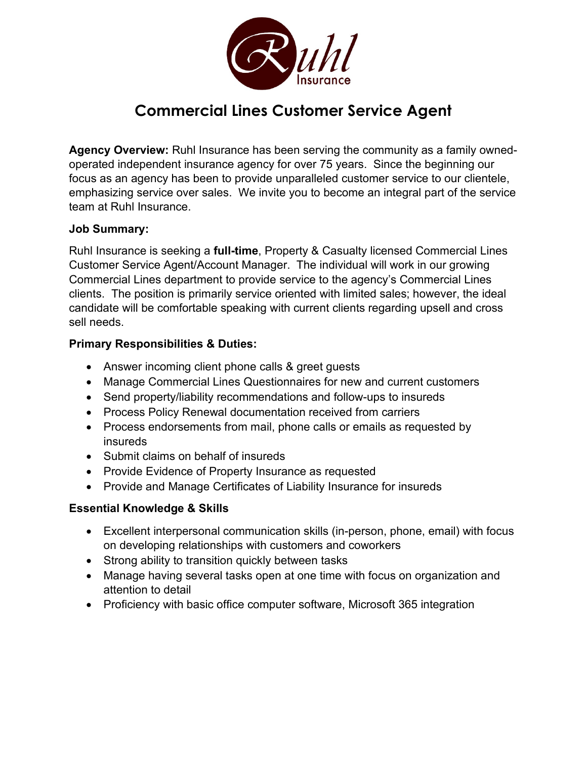# Commercial Lines Customer Service Agent

**Agency Overview:** Ruhl Insurance has been serving the community as a family owned-operated independent insurance agency for over 75 years. Since the beginning our focus as an agency has been to provide unparalleled customer service to our clientele, emphasizing service over sales. We invite you to become an integral part of the service team at Ruhl Insurance.

**Job Summary:**

Ruhl Insurance is seeking a **full-time**, Property & Casualty licensed Commercial Lines Customer Service Agent/Account Manager. The individual will work in our growing Commercial Lines department to provide service to the agency's Commercial Lines clients. The position is primarily service oriented with limited sales; however, the ideal candidate will be comfortable speaking with current clients regarding upsell and cross sell needs.

**Primary Responsibilities & Duties:**

- Answer incoming client phone calls & greet guests
- Manage Commercial Lines Questionnaires for new and current customers
- Send property/liability recommendations and follow-ups to insureds
- Process Policy Renewal documentation received from carriers
- Process endorsements from mail, phone calls or emails as requested by insureds
- Submit claims on behalf of insureds
- Provide Evidence of Property Insurance as requested
- Provide and Manage Certificates of Liability Insurance for insureds

**Essential Knowledge & Skills**

- Excellent interpersonal communication skills (in-person, phone, email) with focus on developing relationships with customers and coworkers
- Strong ability to transition quickly between tasks
- Manage having several tasks open at one time with focus on organization and attention to detail
- Proficiency with basic office computer software, Microsoft 365 integration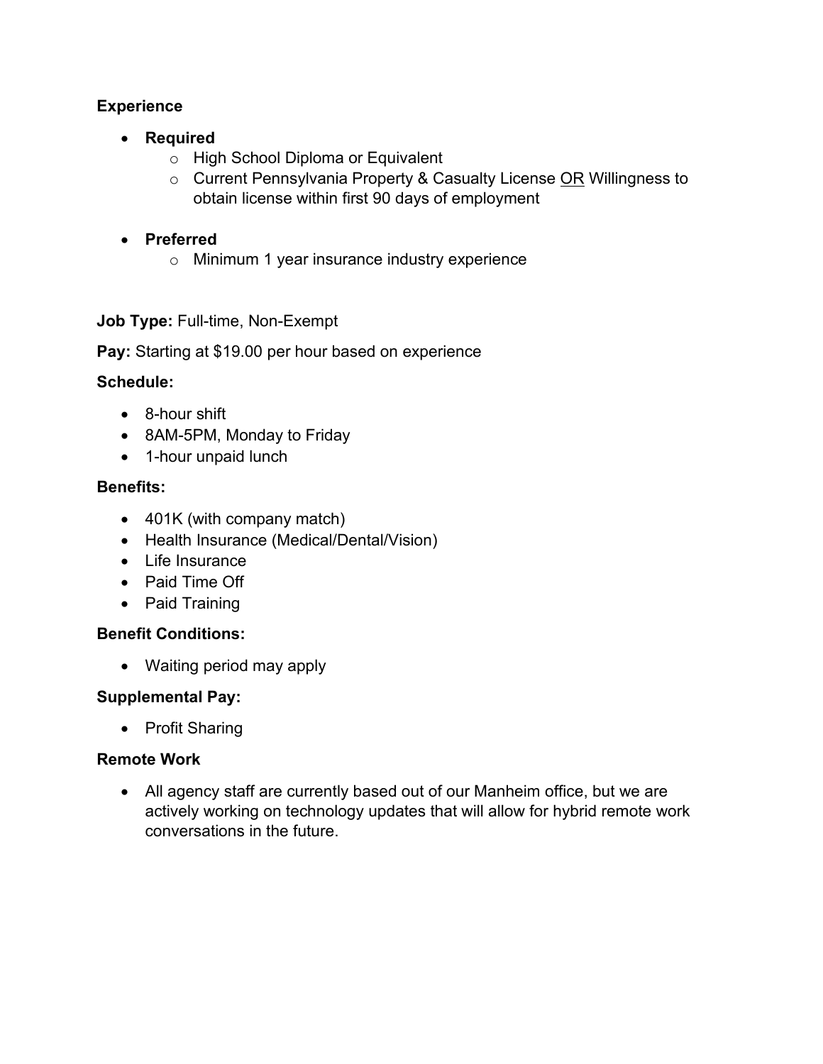**Experience**

- **Required**
    - High School Diploma or Equivalent
    - Current Pennsylvania Property & Casualty License <u>OR</u> Willingness to obtain license within first 90 days of employment

- **Preferred**
    - Minimum 1 year insurance industry experience

**Job Type:** Full-time, Non-Exempt

**Pay:** Starting at $19.00 per hour based on experience

**Schedule:**

- 8-hour shift
- 8AM-5PM, Monday to Friday
- 1-hour unpaid lunch

**Benefits:**

- 401K (with company match)
- Health Insurance (Medical/Dental/Vision)
- Life Insurance
- Paid Time Off
- Paid Training

**Benefit Conditions:**

- Waiting period may apply

**Supplemental Pay:**

- Profit Sharing

**Remote Work**

- All agency staff are currently based out of our Manheim office, but we are actively working on technology updates that will allow for hybrid remote work conversations in the future.